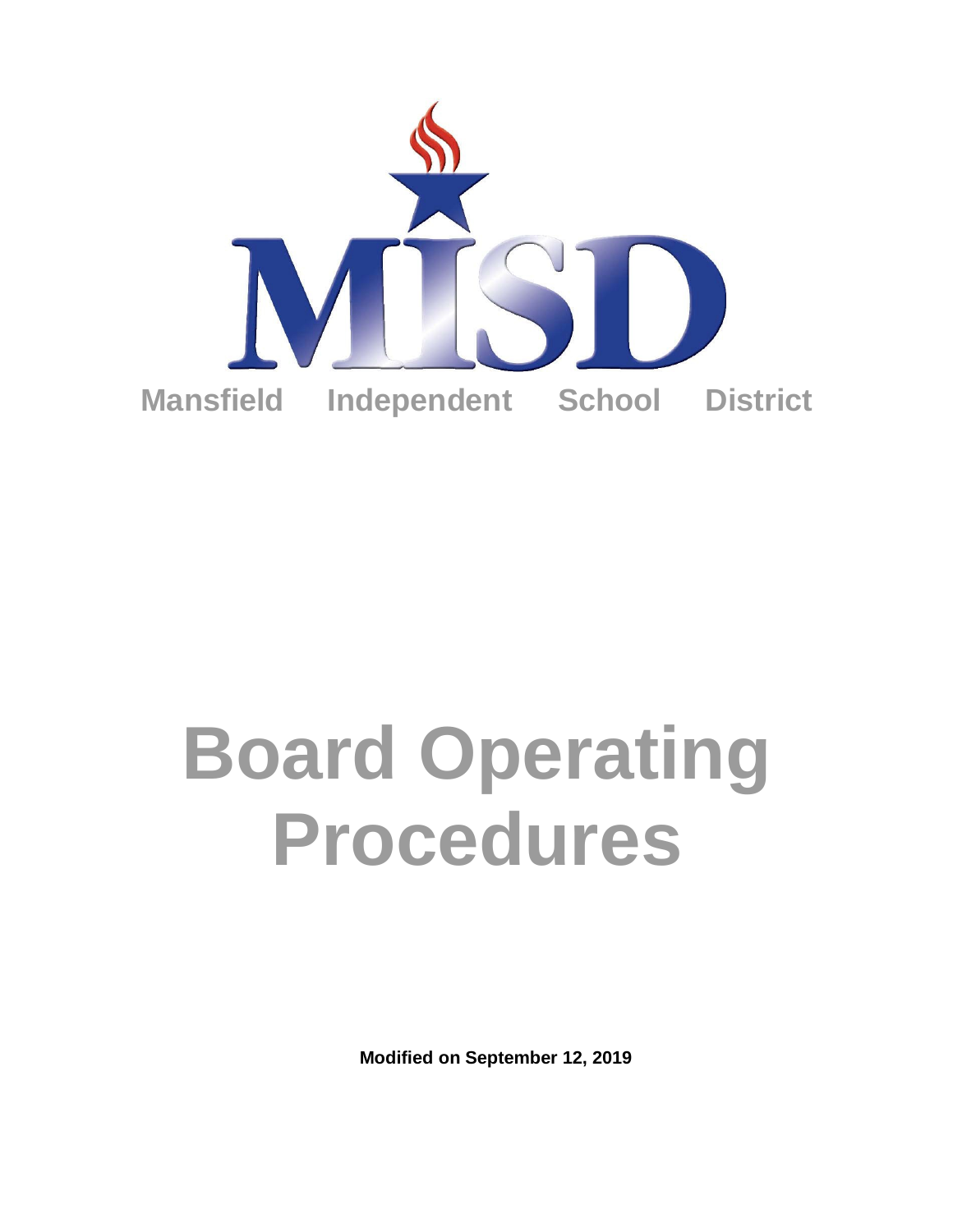MISD

Mansfield Independent School District

# Board Operating Procedures

**Modified on September 12, 2019**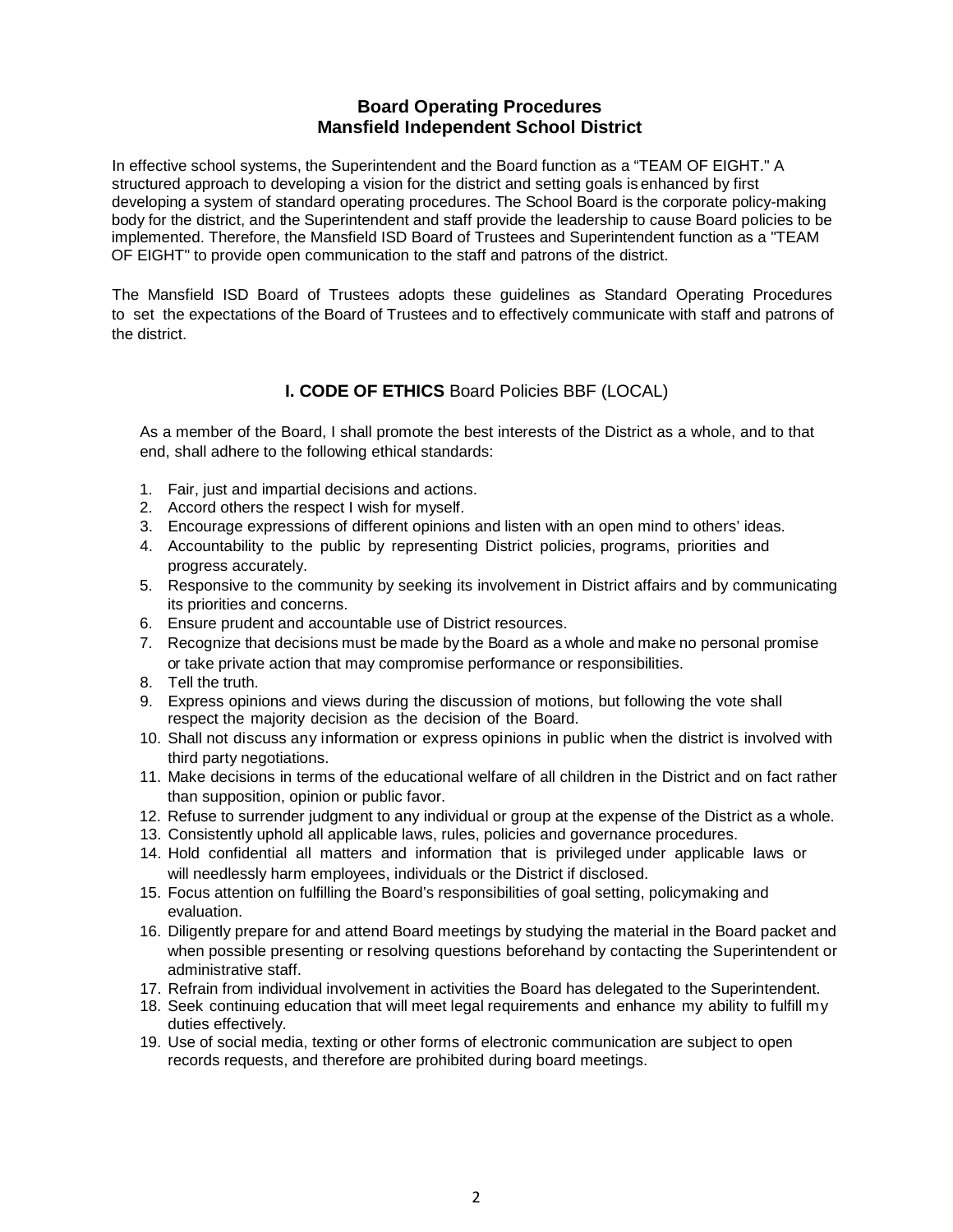# Board Operating Procedures
# Mansfield Independent School District

In effective school systems, the Superintendent and the Board function as a "TEAM OF EIGHT." A structured approach to developing a vision for the district and setting goals is enhanced by first developing a system of standard operating procedures. The School Board is the corporate policy-making body for the district, and the Superintendent and staff provide the leadership to cause Board policies to be implemented. Therefore, the Mansfield ISD Board of Trustees and Superintendent function as a "TEAM OF EIGHT" to provide open communication to the staff and patrons of the district.

The Mansfield ISD Board of Trustees adopts these guidelines as Standard Operating Procedures to set the expectations of the Board of Trustees and to effectively communicate with staff and patrons of the district.

## I. CODE OF ETHICS Board Policies BBF (LOCAL)

As a member of the Board, I shall promote the best interests of the District as a whole, and to that end, shall adhere to the following ethical standards:

1. Fair, just and impartial decisions and actions.
2. Accord others the respect I wish for myself.
3. Encourage expressions of different opinions and listen with an open mind to others' ideas.
4. Accountability to the public by representing District policies, programs, priorities and progress accurately.
5. Responsive to the community by seeking its involvement in District affairs and by communicating its priorities and concerns.
6. Ensure prudent and accountable use of District resources.
7. Recognize that decisions must be made by the Board as a whole and make no personal promise or take private action that may compromise performance or responsibilities.
8. Tell the truth.
9. Express opinions and views during the discussion of motions, but following the vote shall respect the majority decision as the decision of the Board.
10. Shall not discuss any information or express opinions in public when the district is involved with third party negotiations.
11. Make decisions in terms of the educational welfare of all children in the District and on fact rather than supposition, opinion or public favor.
12. Refuse to surrender judgment to any individual or group at the expense of the District as a whole.
13. Consistently uphold all applicable laws, rules, policies and governance procedures.
14. Hold confidential all matters and information that is privileged under applicable laws or will needlessly harm employees, individuals or the District if disclosed.
15. Focus attention on fulfilling the Board's responsibilities of goal setting, policymaking and evaluation.
16. Diligently prepare for and attend Board meetings by studying the material in the Board packet and when possible presenting or resolving questions beforehand by contacting the Superintendent or administrative staff.
17. Refrain from individual involvement in activities the Board has delegated to the Superintendent.
18. Seek continuing education that will meet legal requirements and enhance my ability to fulfill my duties effectively.
19. Use of social media, texting or other forms of electronic communication are subject to open records requests, and therefore are prohibited during board meetings.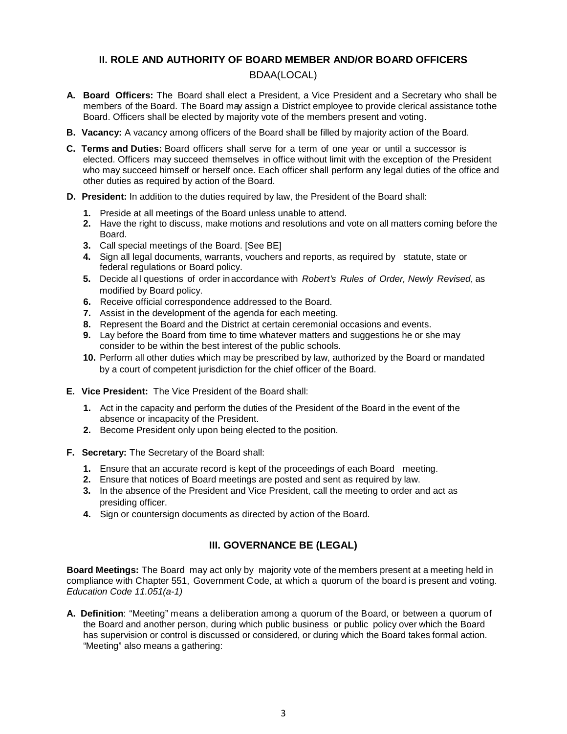## II. ROLE AND AUTHORITY OF BOARD MEMBER AND/OR BOARD OFFICERS

BDAA(LOCAL)

**A. Board Officers:** The Board shall elect a President, a Vice President and a Secretary who shall be members of the Board. The Board may assign a District employee to provide clerical assistance tothe Board. Officers shall be elected by majority vote of the members present and voting.

**B. Vacancy:** A vacancy among officers of the Board shall be filled by majority action of the Board.

**C. Terms and Duties:** Board officers shall serve for a term of one year or until a successor is elected. Officers may succeed themselves in office without limit with the exception of the President who may succeed himself or herself once. Each officer shall perform any legal duties of the office and other duties as required by action of the Board.

**D. President:** In addition to the duties required by law, the President of the Board shall:

1. Preside at all meetings of the Board unless unable to attend.
2. Have the right to discuss, make motions and resolutions and vote on all matters coming before the Board.
3. Call special meetings of the Board. [See BE]
4. Sign all legal documents, warrants, vouchers and reports, as required by statute, state or federal regulations or Board policy.
5. Decide all questions of order inaccordance with *Robert's Rules of Order, Newly Revised*, as modified by Board policy.
6. Receive official correspondence addressed to the Board.
7. Assist in the development of the agenda for each meeting.
8. Represent the Board and the District at certain ceremonial occasions and events.
9. Lay before the Board from time to time whatever matters and suggestions he or she may consider to be within the best interest of the public schools.
10. Perform all other duties which may be prescribed by law, authorized by the Board or mandated by a court of competent jurisdiction for the chief officer of the Board.

**E. Vice President:** The Vice President of the Board shall:

1. Act in the capacity and perform the duties of the President of the Board in the event of the absence or incapacity of the President.
2. Become President only upon being elected to the position.

**F. Secretary:** The Secretary of the Board shall:

1. Ensure that an accurate record is kept of the proceedings of each Board meeting.
2. Ensure that notices of Board meetings are posted and sent as required by law.
3. In the absence of the President and Vice President, call the meeting to order and act as presiding officer.
4. Sign or countersign documents as directed by action of the Board.

## III. GOVERNANCE BE (LEGAL)

**Board Meetings:** The Board may act only by majority vote of the members present at a meeting held in compliance with Chapter 551, Government Code, at which a quorum of the board is present and voting. *Education Code 11.051(a-1)*

**A. Definition**: "Meeting" means a deliberation among a quorum of the Board, or between a quorum of the Board and another person, during which public business or public policy over which the Board has supervision or control is discussed or considered, or during which the Board takes formal action. "Meeting" also means a gathering: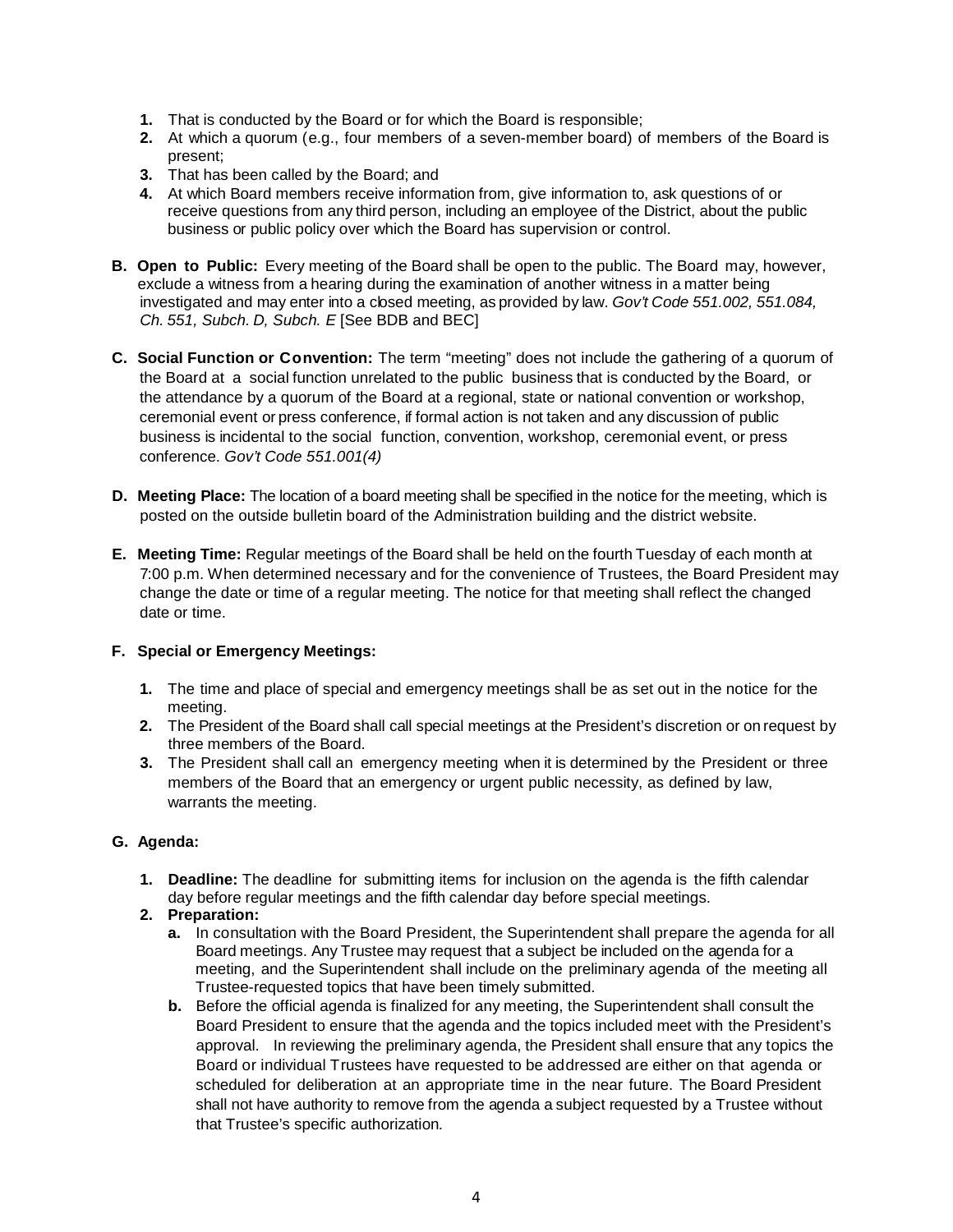1. That is conducted by the Board or for which the Board is responsible;
2. At which a quorum (e.g., four members of a seven-member board) of members of the Board is present;
3. That has been called by the Board; and
4. At which Board members receive information from, give information to, ask questions of or receive questions from any third person, including an employee of the District, about the public business or public policy over which the Board has supervision or control.

**B. Open to Public:** Every meeting of the Board shall be open to the public. The Board may, however, exclude a witness from a hearing during the examination of another witness in a matter being investigated and may enter into a closed meeting, as provided by law. *Gov't Code 551.002, 551.084, Ch. 551, Subch. D, Subch. E* [See BDB and BEC]

**C. Social Function or Convention:** The term "meeting" does not include the gathering of a quorum of the Board at a social function unrelated to the public business that is conducted by the Board, or the attendance by a quorum of the Board at a regional, state or national convention or workshop, ceremonial event or press conference, if formal action is not taken and any discussion of public business is incidental to the social function, convention, workshop, ceremonial event, or press conference. *Gov't Code 551.001(4)*

**D. Meeting Place:** The location of a board meeting shall be specified in the notice for the meeting, which is posted on the outside bulletin board of the Administration building and the district website.

**E. Meeting Time:** Regular meetings of the Board shall be held on the fourth Tuesday of each month at 7:00 p.m. When determined necessary and for the convenience of Trustees, the Board President may change the date or time of a regular meeting. The notice for that meeting shall reflect the changed date or time.

**F. Special or Emergency Meetings:**

1. The time and place of special and emergency meetings shall be as set out in the notice for the meeting.
2. The President of the Board shall call special meetings at the President's discretion or on request by three members of the Board.
3. The President shall call an emergency meeting when it is determined by the President or three members of the Board that an emergency or urgent public necessity, as defined by law, warrants the meeting.

**G. Agenda:**

1. **Deadline:** The deadline for submitting items for inclusion on the agenda is the fifth calendar day before regular meetings and the fifth calendar day before special meetings.
2. **Preparation:**
   - **a.** In consultation with the Board President, the Superintendent shall prepare the agenda for all Board meetings. Any Trustee may request that a subject be included on the agenda for a meeting, and the Superintendent shall include on the preliminary agenda of the meeting all Trustee-requested topics that have been timely submitted.
   - **b.** Before the official agenda is finalized for any meeting, the Superintendent shall consult the Board President to ensure that the agenda and the topics included meet with the President's approval. In reviewing the preliminary agenda, the President shall ensure that any topics the Board or individual Trustees have requested to be addressed are either on that agenda or scheduled for deliberation at an appropriate time in the near future. The Board President shall not have authority to remove from the agenda a subject requested by a Trustee without that Trustee's specific authorization.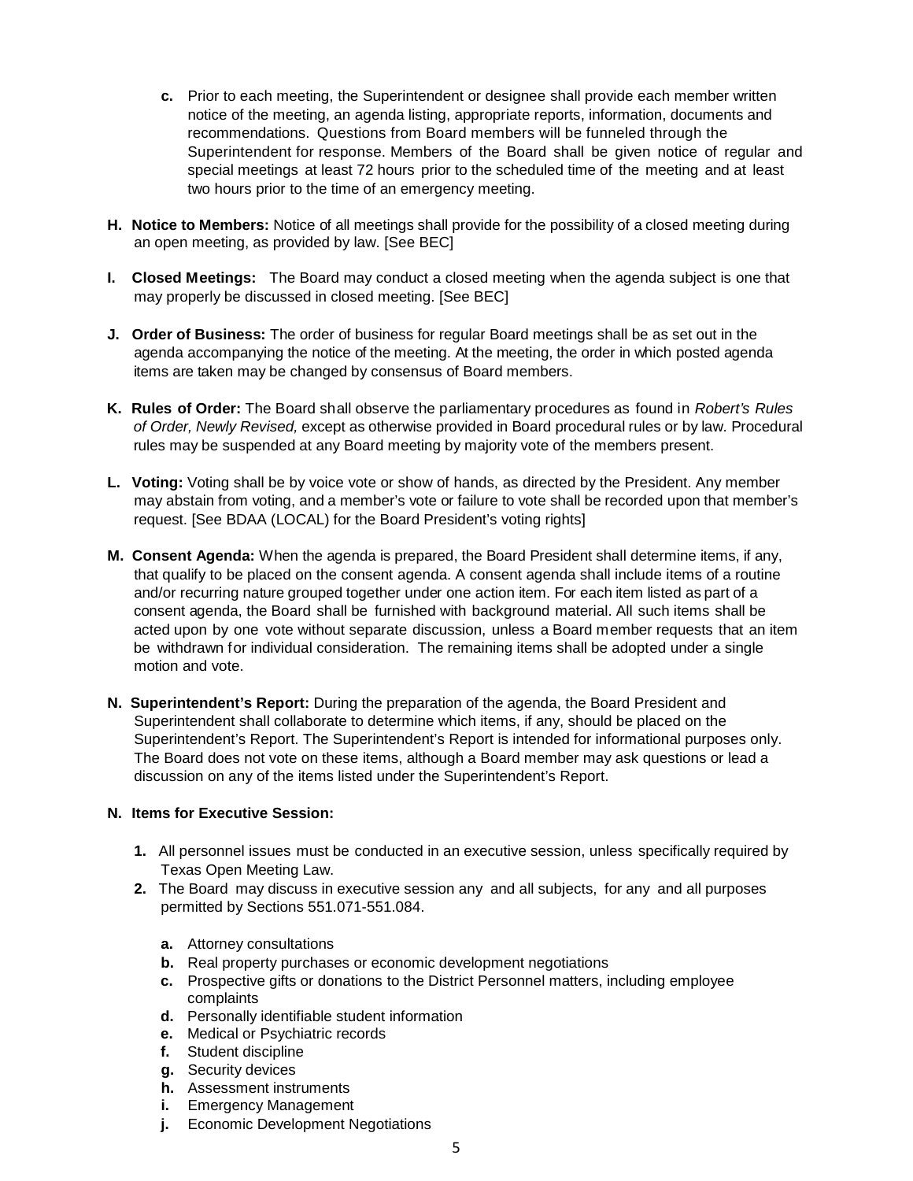c. Prior to each meeting, the Superintendent or designee shall provide each member written notice of the meeting, an agenda listing, appropriate reports, information, documents and recommendations. Questions from Board members will be funneled through the Superintendent for response. Members of the Board shall be given notice of regular and special meetings at least 72 hours prior to the scheduled time of the meeting and at least two hours prior to the time of an emergency meeting.

**H. Notice to Members:** Notice of all meetings shall provide for the possibility of a closed meeting during an open meeting, as provided by law. [See BEC]

**I. Closed Meetings:** The Board may conduct a closed meeting when the agenda subject is one that may properly be discussed in closed meeting. [See BEC]

**J. Order of Business:** The order of business for regular Board meetings shall be as set out in the agenda accompanying the notice of the meeting. At the meeting, the order in which posted agenda items are taken may be changed by consensus of Board members.

**K. Rules of Order:** The Board shall observe the parliamentary procedures as found in *Robert's Rules of Order, Newly Revised,* except as otherwise provided in Board procedural rules or by law. Procedural rules may be suspended at any Board meeting by majority vote of the members present.

**L. Voting:** Voting shall be by voice vote or show of hands, as directed by the President. Any member may abstain from voting, and a member's vote or failure to vote shall be recorded upon that member's request. [See BDAA (LOCAL) for the Board President's voting rights]

**M. Consent Agenda:** When the agenda is prepared, the Board President shall determine items, if any, that qualify to be placed on the consent agenda. A consent agenda shall include items of a routine and/or recurring nature grouped together under one action item. For each item listed as part of a consent agenda, the Board shall be furnished with background material. All such items shall be acted upon by one vote without separate discussion, unless a Board member requests that an item be withdrawn for individual consideration. The remaining items shall be adopted under a single motion and vote.

**N. Superintendent's Report:** During the preparation of the agenda, the Board President and Superintendent shall collaborate to determine which items, if any, should be placed on the Superintendent's Report. The Superintendent's Report is intended for informational purposes only. The Board does not vote on these items, although a Board member may ask questions or lead a discussion on any of the items listed under the Superintendent's Report.

**N. Items for Executive Session:**

1. All personnel issues must be conducted in an executive session, unless specifically required by Texas Open Meeting Law.
2. The Board may discuss in executive session any and all subjects, for any and all purposes permitted by Sections 551.071-551.084.

   a. Attorney consultations
   b. Real property purchases or economic development negotiations
   c. Prospective gifts or donations to the District Personnel matters, including employee complaints
   d. Personally identifiable student information
   e. Medical or Psychiatric records
   f. Student discipline
   g. Security devices
   h. Assessment instruments
   i. Emergency Management
   j. Economic Development Negotiations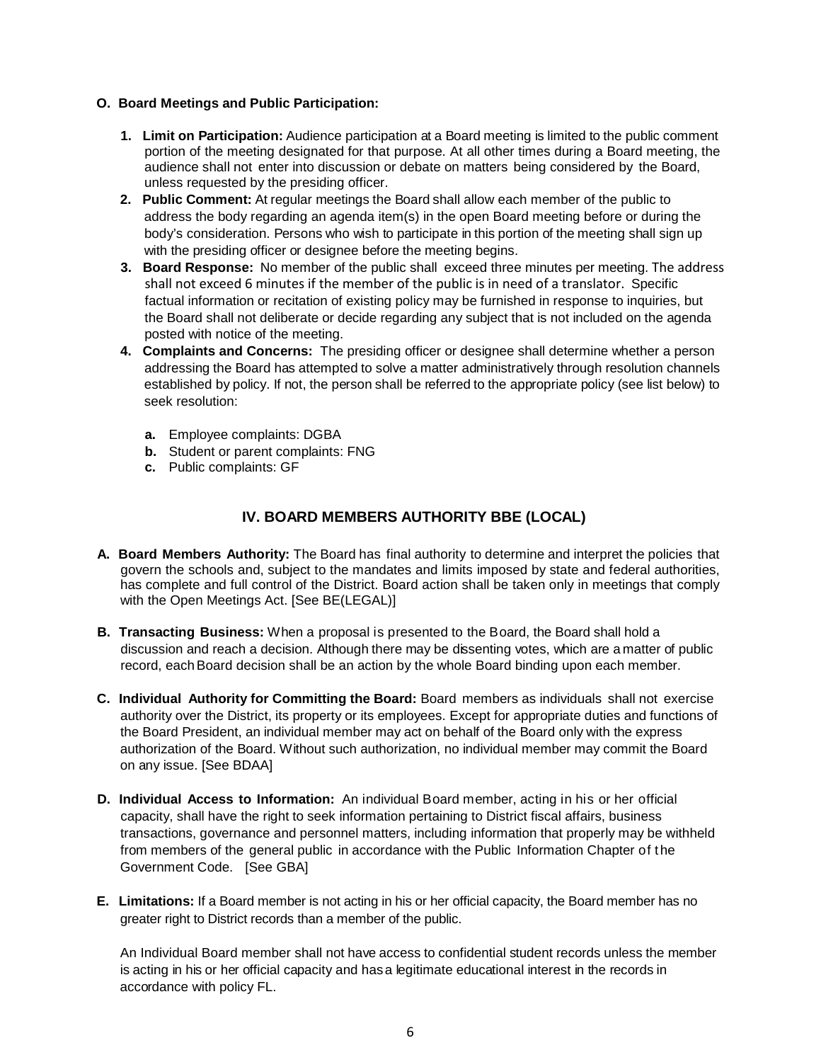**O. Board Meetings and Public Participation:**

1. **Limit on Participation:** Audience participation at a Board meeting is limited to the public comment portion of the meeting designated for that purpose. At all other times during a Board meeting, the audience shall not enter into discussion or debate on matters being considered by the Board, unless requested by the presiding officer.
2. **Public Comment:** At regular meetings the Board shall allow each member of the public to address the body regarding an agenda item(s) in the open Board meeting before or during the body's consideration. Persons who wish to participate in this portion of the meeting shall sign up with the presiding officer or designee before the meeting begins.
3. **Board Response:** No member of the public shall exceed three minutes per meeting. The address shall not exceed 6 minutes if the member of the public is in need of a translator. Specific factual information or recitation of existing policy may be furnished in response to inquiries, but the Board shall not deliberate or decide regarding any subject that is not included on the agenda posted with notice of the meeting.
4. **Complaints and Concerns:** The presiding officer or designee shall determine whether a person addressing the Board has attempted to solve a matter administratively through resolution channels established by policy. If not, the person shall be referred to the appropriate policy (see list below) to seek resolution:

   a. Employee complaints: DGBA
   b. Student or parent complaints: FNG
   c. Public complaints: GF

## IV. BOARD MEMBERS AUTHORITY BBE (LOCAL)

**A. Board Members Authority:** The Board has final authority to determine and interpret the policies that govern the schools and, subject to the mandates and limits imposed by state and federal authorities, has complete and full control of the District. Board action shall be taken only in meetings that comply with the Open Meetings Act. [See BE(LEGAL)]

**B. Transacting Business:** When a proposal is presented to the Board, the Board shall hold a discussion and reach a decision. Although there may be dissenting votes, which are a matter of public record, each Board decision shall be an action by the whole Board binding upon each member.

**C. Individual Authority for Committing the Board:** Board members as individuals shall not exercise authority over the District, its property or its employees. Except for appropriate duties and functions of the Board President, an individual member may act on behalf of the Board only with the express authorization of the Board. Without such authorization, no individual member may commit the Board on any issue. [See BDAA]

**D. Individual Access to Information:** An individual Board member, acting in his or her official capacity, shall have the right to seek information pertaining to District fiscal affairs, business transactions, governance and personnel matters, including information that properly may be withheld from members of the general public in accordance with the Public Information Chapter of the Government Code. [See GBA]

**E. Limitations:** If a Board member is not acting in his or her official capacity, the Board member has no greater right to District records than a member of the public.

An Individual Board member shall not have access to confidential student records unless the member is acting in his or her official capacity and has a legitimate educational interest in the records in accordance with policy FL.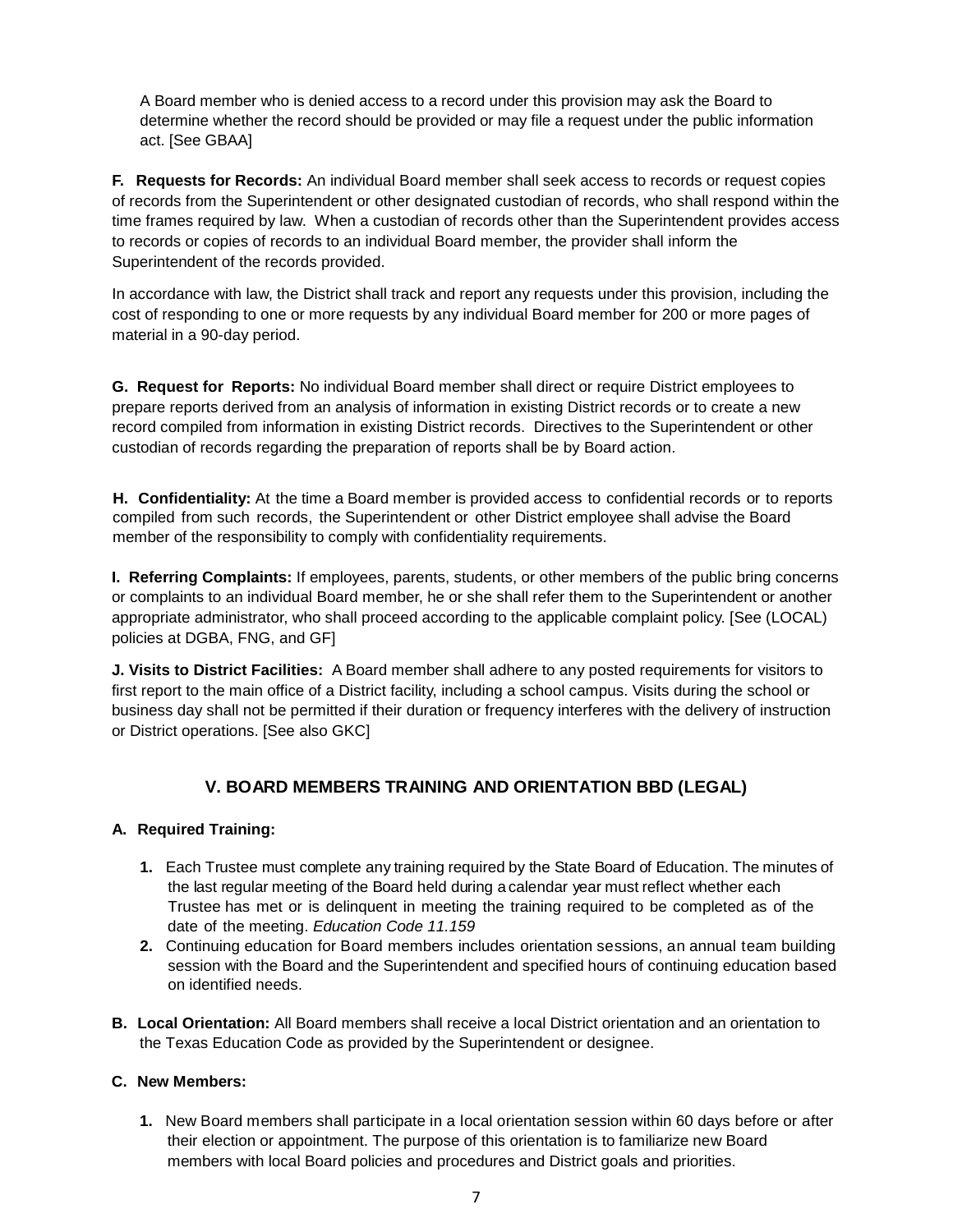A Board member who is denied access to a record under this provision may ask the Board to determine whether the record should be provided or may file a request under the public information act. [See GBAA]

**F. Requests for Records:** An individual Board member shall seek access to records or request copies of records from the Superintendent or other designated custodian of records, who shall respond within the time frames required by law. When a custodian of records other than the Superintendent provides access to records or copies of records to an individual Board member, the provider shall inform the Superintendent of the records provided.

In accordance with law, the District shall track and report any requests under this provision, including the cost of responding to one or more requests by any individual Board member for 200 or more pages of material in a 90-day period.

**G. Request for Reports:** No individual Board member shall direct or require District employees to prepare reports derived from an analysis of information in existing District records or to create a new record compiled from information in existing District records. Directives to the Superintendent or other custodian of records regarding the preparation of reports shall be by Board action.

**H. Confidentiality:** At the time a Board member is provided access to confidential records or to reports compiled from such records, the Superintendent or other District employee shall advise the Board member of the responsibility to comply with confidentiality requirements.

**I. Referring Complaints:** If employees, parents, students, or other members of the public bring concerns or complaints to an individual Board member, he or she shall refer them to the Superintendent or another appropriate administrator, who shall proceed according to the applicable complaint policy. [See (LOCAL) policies at DGBA, FNG, and GF]

**J. Visits to District Facilities:** A Board member shall adhere to any posted requirements for visitors to first report to the main office of a District facility, including a school campus. Visits during the school or business day shall not be permitted if their duration or frequency interferes with the delivery of instruction or District operations. [See also GKC]

## V. BOARD MEMBERS TRAINING AND ORIENTATION BBD (LEGAL)

**A. Required Training:**

1. Each Trustee must complete any training required by the State Board of Education. The minutes of the last regular meeting of the Board held during a calendar year must reflect whether each Trustee has met or is delinquent in meeting the training required to be completed as of the date of the meeting. *Education Code 11.159*
2. Continuing education for Board members includes orientation sessions, an annual team building session with the Board and the Superintendent and specified hours of continuing education based on identified needs.

**B. Local Orientation:** All Board members shall receive a local District orientation and an orientation to the Texas Education Code as provided by the Superintendent or designee.

**C. New Members:**

1. New Board members shall participate in a local orientation session within 60 days before or after their election or appointment. The purpose of this orientation is to familiarize new Board members with local Board policies and procedures and District goals and priorities.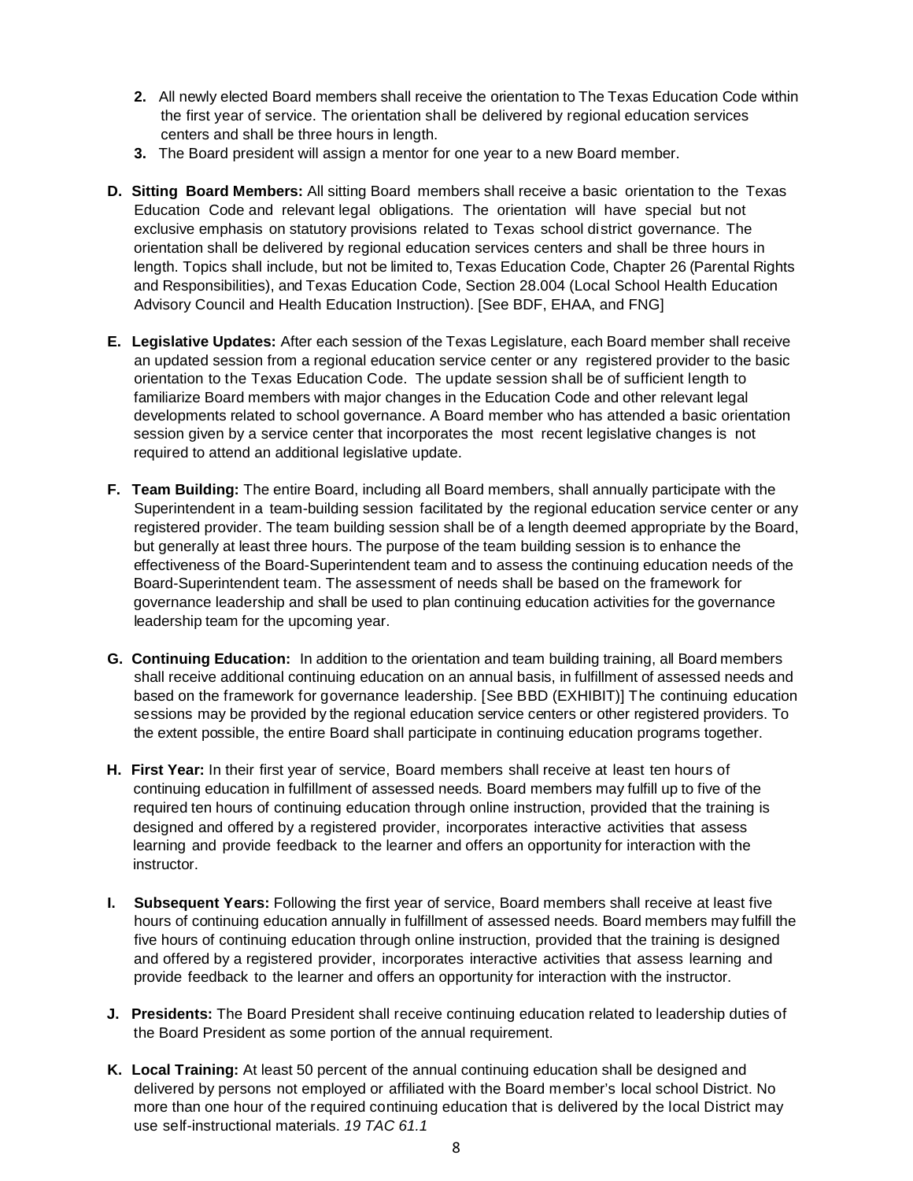2. All newly elected Board members shall receive the orientation to The Texas Education Code within the first year of service. The orientation shall be delivered by regional education services centers and shall be three hours in length.
3. The Board president will assign a mentor for one year to a new Board member.

**D. Sitting Board Members:** All sitting Board members shall receive a basic orientation to the Texas Education Code and relevant legal obligations. The orientation will have special but not exclusive emphasis on statutory provisions related to Texas school district governance. The orientation shall be delivered by regional education services centers and shall be three hours in length. Topics shall include, but not be limited to, Texas Education Code, Chapter 26 (Parental Rights and Responsibilities), and Texas Education Code, Section 28.004 (Local School Health Education Advisory Council and Health Education Instruction). [See BDF, EHAA, and FNG]

**E. Legislative Updates:** After each session of the Texas Legislature, each Board member shall receive an updated session from a regional education service center or any registered provider to the basic orientation to the Texas Education Code. The update session shall be of sufficient length to familiarize Board members with major changes in the Education Code and other relevant legal developments related to school governance. A Board member who has attended a basic orientation session given by a service center that incorporates the most recent legislative changes is not required to attend an additional legislative update.

**F. Team Building:** The entire Board, including all Board members, shall annually participate with the Superintendent in a team-building session facilitated by the regional education service center or any registered provider. The team building session shall be of a length deemed appropriate by the Board, but generally at least three hours. The purpose of the team building session is to enhance the effectiveness of the Board-Superintendent team and to assess the continuing education needs of the Board-Superintendent team. The assessment of needs shall be based on the framework for governance leadership and shall be used to plan continuing education activities for the governance leadership team for the upcoming year.

**G. Continuing Education:** In addition to the orientation and team building training, all Board members shall receive additional continuing education on an annual basis, in fulfillment of assessed needs and based on the framework for governance leadership. [See BBD (EXHIBIT)] The continuing education sessions may be provided by the regional education service centers or other registered providers. To the extent possible, the entire Board shall participate in continuing education programs together.

**H. First Year:** In their first year of service, Board members shall receive at least ten hours of continuing education in fulfillment of assessed needs. Board members may fulfill up to five of the required ten hours of continuing education through online instruction, provided that the training is designed and offered by a registered provider, incorporates interactive activities that assess learning and provide feedback to the learner and offers an opportunity for interaction with the instructor.

**I. Subsequent Years:** Following the first year of service, Board members shall receive at least five hours of continuing education annually in fulfillment of assessed needs. Board members may fulfill the five hours of continuing education through online instruction, provided that the training is designed and offered by a registered provider, incorporates interactive activities that assess learning and provide feedback to the learner and offers an opportunity for interaction with the instructor.

**J. Presidents:** The Board President shall receive continuing education related to leadership duties of the Board President as some portion of the annual requirement.

**K. Local Training:** At least 50 percent of the annual continuing education shall be designed and delivered by persons not employed or affiliated with the Board member's local school District. No more than one hour of the required continuing education that is delivered by the local District may use self-instructional materials. *19 TAC 61.1*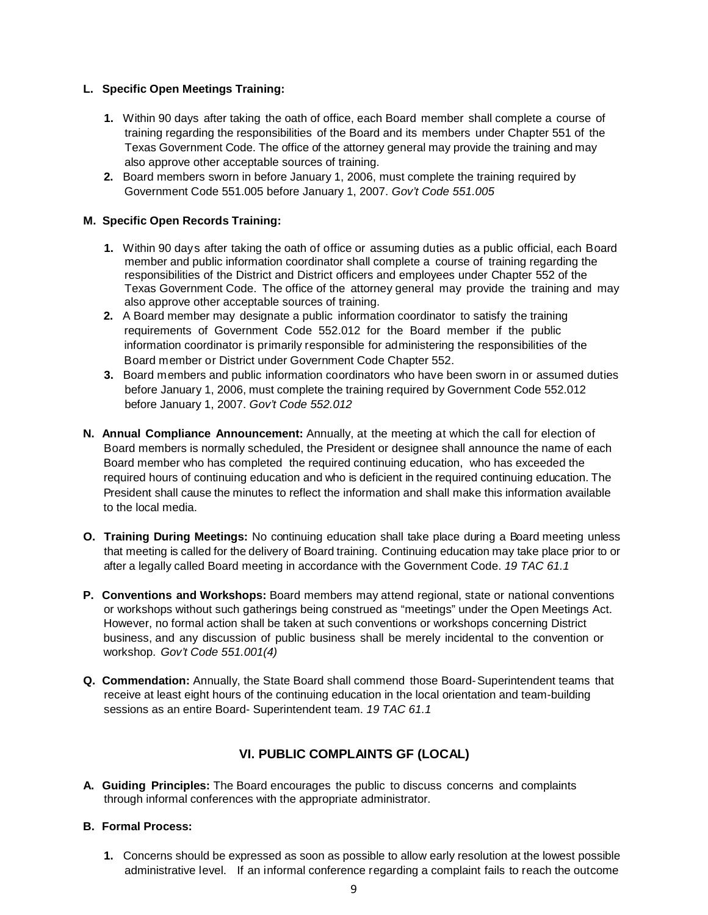**L. Specific Open Meetings Training:**

1. Within 90 days after taking the oath of office, each Board member shall complete a course of training regarding the responsibilities of the Board and its members under Chapter 551 of the Texas Government Code. The office of the attorney general may provide the training and may also approve other acceptable sources of training.
2. Board members sworn in before January 1, 2006, must complete the training required by Government Code 551.005 before January 1, 2007. *Gov't Code 551.005*

**M. Specific Open Records Training:**

1. Within 90 days after taking the oath of office or assuming duties as a public official, each Board member and public information coordinator shall complete a course of training regarding the responsibilities of the District and District officers and employees under Chapter 552 of the Texas Government Code. The office of the attorney general may provide the training and may also approve other acceptable sources of training.
2. A Board member may designate a public information coordinator to satisfy the training requirements of Government Code 552.012 for the Board member if the public information coordinator is primarily responsible for administering the responsibilities of the Board member or District under Government Code Chapter 552.
3. Board members and public information coordinators who have been sworn in or assumed duties before January 1, 2006, must complete the training required by Government Code 552.012 before January 1, 2007. *Gov't Code 552.012*

**N. Annual Compliance Announcement:** Annually, at the meeting at which the call for election of Board members is normally scheduled, the President or designee shall announce the name of each Board member who has completed the required continuing education, who has exceeded the required hours of continuing education and who is deficient in the required continuing education. The President shall cause the minutes to reflect the information and shall make this information available to the local media.

**O. Training During Meetings:** No continuing education shall take place during a Board meeting unless that meeting is called for the delivery of Board training. Continuing education may take place prior to or after a legally called Board meeting in accordance with the Government Code. *19 TAC 61.1*

**P. Conventions and Workshops:** Board members may attend regional, state or national conventions or workshops without such gatherings being construed as "meetings" under the Open Meetings Act. However, no formal action shall be taken at such conventions or workshops concerning District business, and any discussion of public business shall be merely incidental to the convention or workshop. *Gov't Code 551.001(4)*

**Q. Commendation:** Annually, the State Board shall commend those Board-Superintendent teams that receive at least eight hours of the continuing education in the local orientation and team-building sessions as an entire Board- Superintendent team. *19 TAC 61.1*

## VI. PUBLIC COMPLAINTS GF (LOCAL)

**A. Guiding Principles:** The Board encourages the public to discuss concerns and complaints through informal conferences with the appropriate administrator.

**B. Formal Process:**

1. Concerns should be expressed as soon as possible to allow early resolution at the lowest possible administrative level. If an informal conference regarding a complaint fails to reach the outcome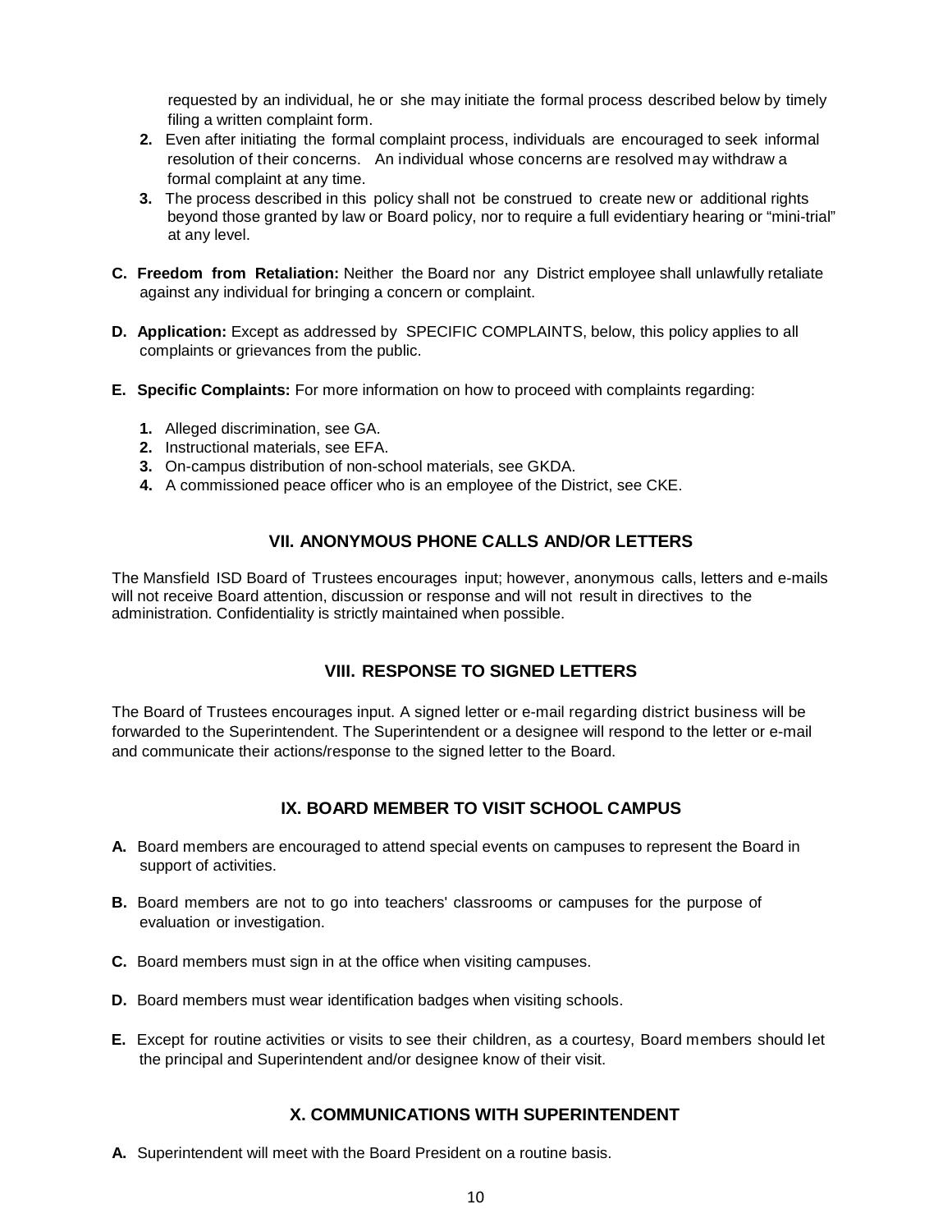requested by an individual, he or she may initiate the formal process described below by timely filing a written complaint form.

2. Even after initiating the formal complaint process, individuals are encouraged to seek informal resolution of their concerns. An individual whose concerns are resolved may withdraw a formal complaint at any time.
3. The process described in this policy shall not be construed to create new or additional rights beyond those granted by law or Board policy, nor to require a full evidentiary hearing or "mini-trial" at any level.

**C. Freedom from Retaliation:** Neither the Board nor any District employee shall unlawfully retaliate against any individual for bringing a concern or complaint.

**D. Application:** Except as addressed by SPECIFIC COMPLAINTS, below, this policy applies to all complaints or grievances from the public.

**E. Specific Complaints:** For more information on how to proceed with complaints regarding:

1. Alleged discrimination, see GA.
2. Instructional materials, see EFA.
3. On-campus distribution of non-school materials, see GKDA.
4. A commissioned peace officer who is an employee of the District, see CKE.

## VII. ANONYMOUS PHONE CALLS AND/OR LETTERS

The Mansfield ISD Board of Trustees encourages input; however, anonymous calls, letters and e-mails will not receive Board attention, discussion or response and will not result in directives to the administration. Confidentiality is strictly maintained when possible.

## VIII. RESPONSE TO SIGNED LETTERS

The Board of Trustees encourages input. A signed letter or e-mail regarding district business will be forwarded to the Superintendent. The Superintendent or a designee will respond to the letter or e-mail and communicate their actions/response to the signed letter to the Board.

## IX. BOARD MEMBER TO VISIT SCHOOL CAMPUS

**A.** Board members are encouraged to attend special events on campuses to represent the Board in support of activities.

**B.** Board members are not to go into teachers' classrooms or campuses for the purpose of evaluation or investigation.

**C.** Board members must sign in at the office when visiting campuses.

**D.** Board members must wear identification badges when visiting schools.

**E.** Except for routine activities or visits to see their children, as a courtesy, Board members should let the principal and Superintendent and/or designee know of their visit.

## X. COMMUNICATIONS WITH SUPERINTENDENT

**A.** Superintendent will meet with the Board President on a routine basis.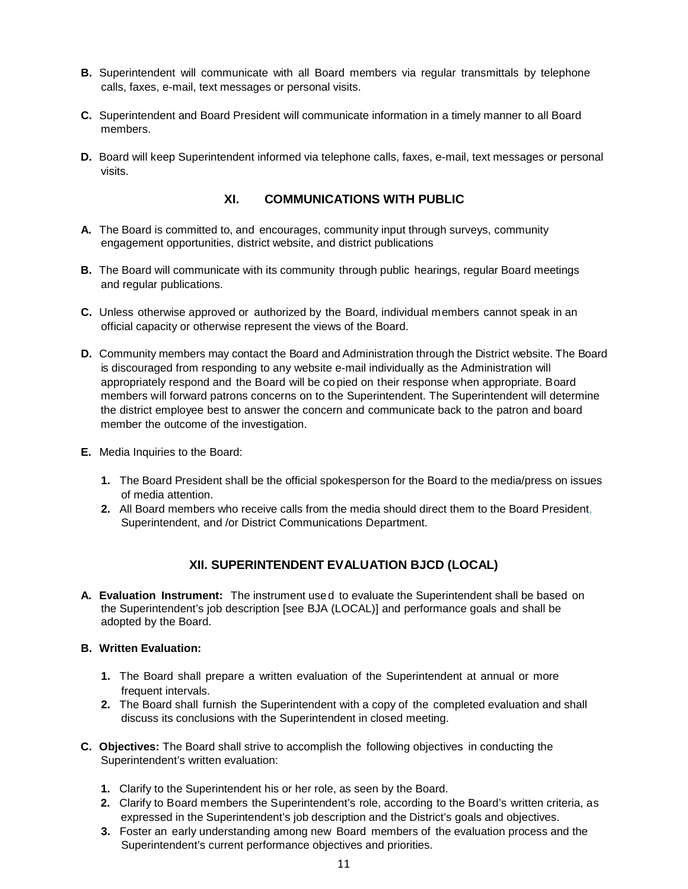**B.** Superintendent will communicate with all Board members via regular transmittals by telephone calls, faxes, e-mail, text messages or personal visits.

**C.** Superintendent and Board President will communicate information in a timely manner to all Board members.

**D.** Board will keep Superintendent informed via telephone calls, faxes, e-mail, text messages or personal visits.

## XI. COMMUNICATIONS WITH PUBLIC

**A.** The Board is committed to, and encourages, community input through surveys, community engagement opportunities, district website, and district publications

**B.** The Board will communicate with its community through public hearings, regular Board meetings and regular publications.

**C.** Unless otherwise approved or authorized by the Board, individual members cannot speak in an official capacity or otherwise represent the views of the Board.

**D.** Community members may contact the Board and Administration through the District website. The Board is discouraged from responding to any website e-mail individually as the Administration will appropriately respond and the Board will be copied on their response when appropriate. Board members will forward patrons concerns on to the Superintendent. The Superintendent will determine the district employee best to answer the concern and communicate back to the patron and board member the outcome of the investigation.

**E.** Media Inquiries to the Board:

1. The Board President shall be the official spokesperson for the Board to the media/press on issues of media attention.
2. All Board members who receive calls from the media should direct them to the Board President, Superintendent, and /or District Communications Department.

## XII. SUPERINTENDENT EVALUATION BJCD (LOCAL)

**A. Evaluation Instrument:** The instrument used to evaluate the Superintendent shall be based on the Superintendent's job description [see BJA (LOCAL)] and performance goals and shall be adopted by the Board.

**B. Written Evaluation:**

1. The Board shall prepare a written evaluation of the Superintendent at annual or more frequent intervals.
2. The Board shall furnish the Superintendent with a copy of the completed evaluation and shall discuss its conclusions with the Superintendent in closed meeting.

**C. Objectives:** The Board shall strive to accomplish the following objectives in conducting the Superintendent's written evaluation:

1. Clarify to the Superintendent his or her role, as seen by the Board.
2. Clarify to Board members the Superintendent's role, according to the Board's written criteria, as expressed in the Superintendent's job description and the District's goals and objectives.
3. Foster an early understanding among new Board members of the evaluation process and the Superintendent's current performance objectives and priorities.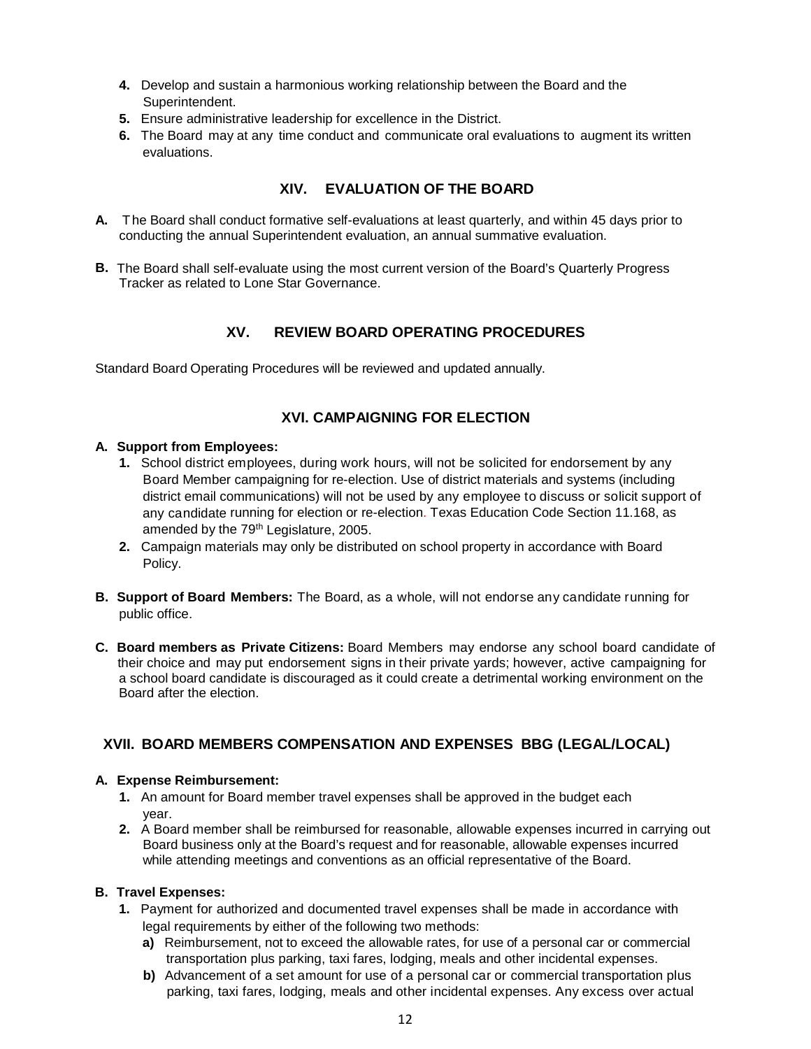4. Develop and sustain a harmonious working relationship between the Board and the Superintendent.
5. Ensure administrative leadership for excellence in the District.
6. The Board may at any time conduct and communicate oral evaluations to augment its written evaluations.

## XIV. EVALUATION OF THE BOARD

**A.** The Board shall conduct formative self-evaluations at least quarterly, and within 45 days prior to conducting the annual Superintendent evaluation, an annual summative evaluation.

**B.** The Board shall self-evaluate using the most current version of the Board's Quarterly Progress Tracker as related to Lone Star Governance.

## XV. REVIEW BOARD OPERATING PROCEDURES

Standard Board Operating Procedures will be reviewed and updated annually.

## XVI. CAMPAIGNING FOR ELECTION

**A. Support from Employees:**

1. School district employees, during work hours, will not be solicited for endorsement by any Board Member campaigning for re-election. Use of district materials and systems (including district email communications) will not be used by any employee to discuss or solicit support of any candidate running for election or re-election. Texas Education Code Section 11.168, as amended by the 79th Legislature, 2005.
2. Campaign materials may only be distributed on school property in accordance with Board Policy.

**B. Support of Board Members:** The Board, as a whole, will not endorse any candidate running for public office.

**C. Board members as Private Citizens:** Board Members may endorse any school board candidate of their choice and may put endorsement signs in their private yards; however, active campaigning for a school board candidate is discouraged as it could create a detrimental working environment on the Board after the election.

## XVII. BOARD MEMBERS COMPENSATION AND EXPENSES BBG (LEGAL/LOCAL)

**A. Expense Reimbursement:**

1. An amount for Board member travel expenses shall be approved in the budget each year.
2. A Board member shall be reimbursed for reasonable, allowable expenses incurred in carrying out Board business only at the Board's request and for reasonable, allowable expenses incurred while attending meetings and conventions as an official representative of the Board.

**B. Travel Expenses:**

1. Payment for authorized and documented travel expenses shall be made in accordance with legal requirements by either of the following two methods:
   - **a)** Reimbursement, not to exceed the allowable rates, for use of a personal car or commercial transportation plus parking, taxi fares, lodging, meals and other incidental expenses.
   - **b)** Advancement of a set amount for use of a personal car or commercial transportation plus parking, taxi fares, lodging, meals and other incidental expenses. Any excess over actual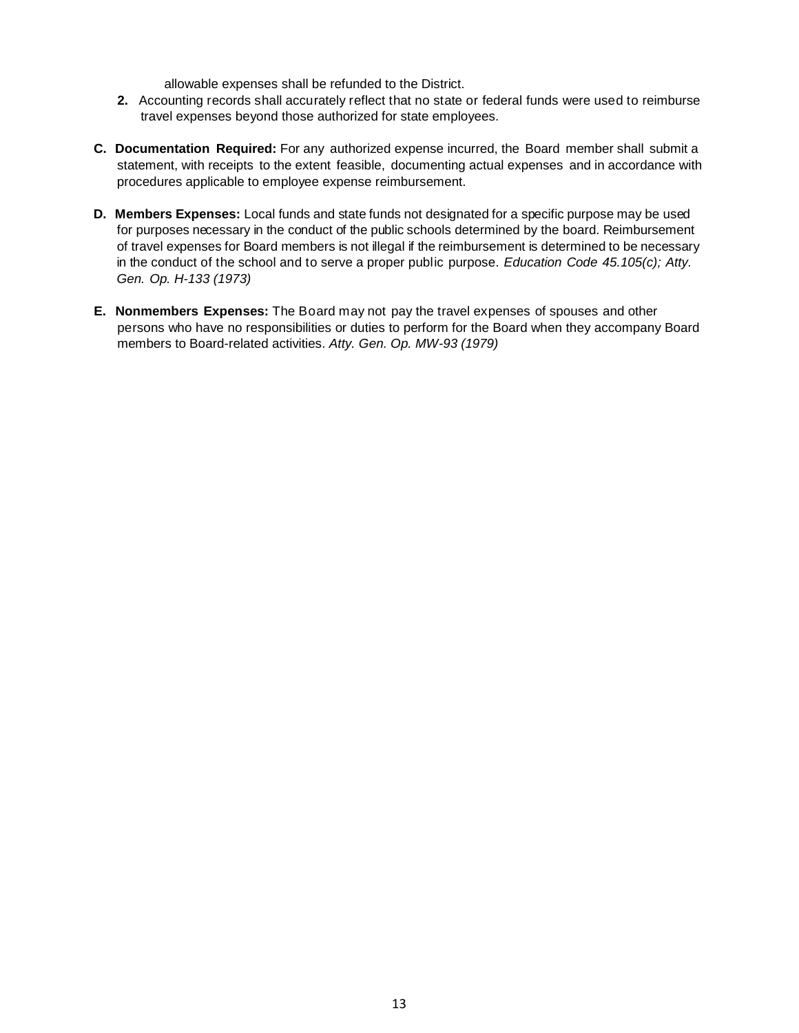allowable expenses shall be refunded to the District.

2. Accounting records shall accurately reflect that no state or federal funds were used to reimburse travel expenses beyond those authorized for state employees.

**C. Documentation Required:** For any authorized expense incurred, the Board member shall submit a statement, with receipts to the extent feasible, documenting actual expenses and in accordance with procedures applicable to employee expense reimbursement.

**D. Members Expenses:** Local funds and state funds not designated for a specific purpose may be used for purposes necessary in the conduct of the public schools determined by the board. Reimbursement of travel expenses for Board members is not illegal if the reimbursement is determined to be necessary in the conduct of the school and to serve a proper public purpose. *Education Code 45.105(c); Atty. Gen. Op. H-133 (1973)*

**E. Nonmembers Expenses:** The Board may not pay the travel expenses of spouses and other persons who have no responsibilities or duties to perform for the Board when they accompany Board members to Board-related activities. *Atty. Gen. Op. MW-93 (1979)*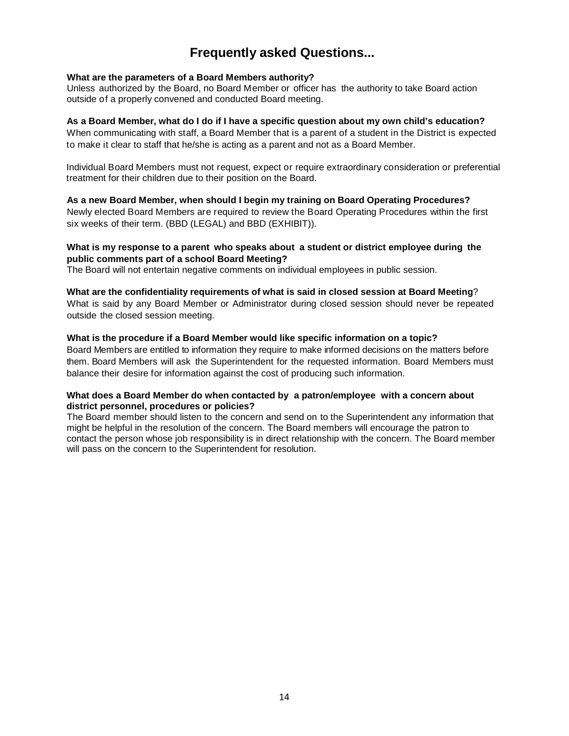# Frequently asked Questions...

**What are the parameters of a Board Members authority?**
Unless authorized by the Board, no Board Member or officer has the authority to take Board action outside of a properly convened and conducted Board meeting.

**As a Board Member, what do I do if I have a specific question about my own child's education?**
When communicating with staff, a Board Member that is a parent of a student in the District is expected to make it clear to staff that he/she is acting as a parent and not as a Board Member.

Individual Board Members must not request, expect or require extraordinary consideration or preferential treatment for their children due to their position on the Board.

**As a new Board Member, when should I begin my training on Board Operating Procedures?**
Newly elected Board Members are required to review the Board Operating Procedures within the first six weeks of their term. (BBD (LEGAL) and BBD (EXHIBIT)).

**What is my response to a parent who speaks about a student or district employee during the public comments part of a school Board Meeting?**
The Board will not entertain negative comments on individual employees in public session.

**What are the confidentiality requirements of what is said in closed session at Board Meeting**?
What is said by any Board Member or Administrator during closed session should never be repeated outside the closed session meeting.

**What is the procedure if a Board Member would like specific information on a topic?**
Board Members are entitled to information they require to make informed decisions on the matters before them. Board Members will ask the Superintendent for the requested information. Board Members must balance their desire for information against the cost of producing such information.

**What does a Board Member do when contacted by a patron/employee with a concern about district personnel, procedures or policies?**
The Board member should listen to the concern and send on to the Superintendent any information that might be helpful in the resolution of the concern. The Board members will encourage the patron to contact the person whose job responsibility is in direct relationship with the concern. The Board member will pass on the concern to the Superintendent for resolution.